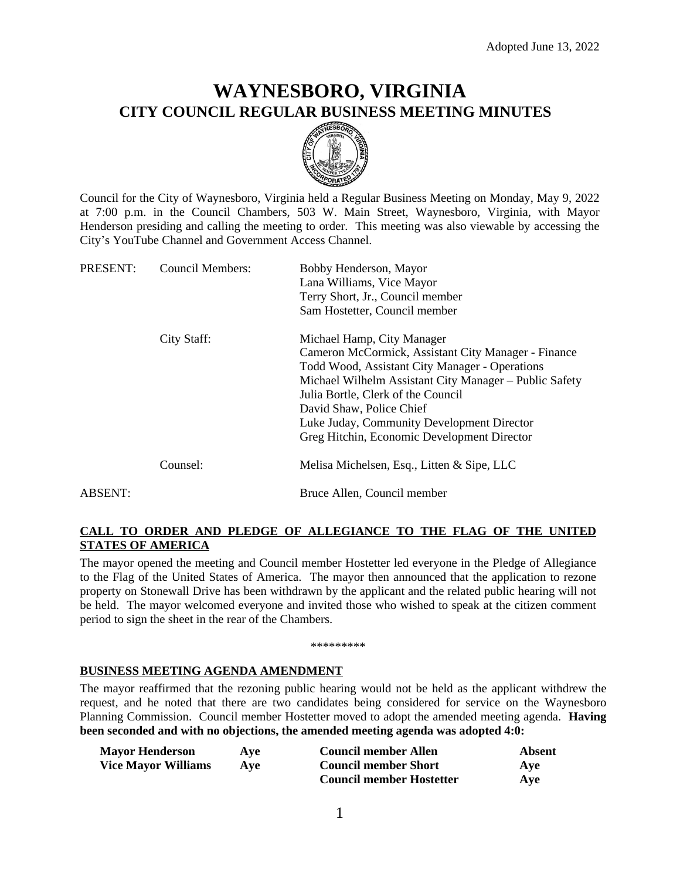Adopted June 13, 2022

# WAYNESBORO, VIRGINIA
## CITY COUNCIL REGULAR BUSINESS MEETING MINUTES

Council for the City of Waynesboro, Virginia held a Regular Business Meeting on Monday, May 9, 2022 at 7:00 p.m. in the Council Chambers, 503 W. Main Street, Waynesboro, Virginia, with Mayor Henderson presiding and calling the meeting to order. This meeting was also viewable by accessing the City's YouTube Channel and Government Access Channel.

| | | |
|---|---|---|
| PRESENT: | Council Members: | Bobby Henderson, Mayor<br>Lana Williams, Vice Mayor<br>Terry Short, Jr., Council member<br>Sam Hostetter, Council member |
| | City Staff: | Michael Hamp, City Manager<br>Cameron McCormick, Assistant City Manager - Finance<br>Todd Wood, Assistant City Manager - Operations<br>Michael Wilhelm Assistant City Manager – Public Safety<br>Julia Bortle, Clerk of the Council<br>David Shaw, Police Chief<br>Luke Juday, Community Development Director<br>Greg Hitchin, Economic Development Director |
| | Counsel: | Melisa Michelsen, Esq., Litten & Sipe, LLC |
| ABSENT: | | Bruce Allen, Council member |

**CALL TO ORDER AND PLEDGE OF ALLEGIANCE TO THE FLAG OF THE UNITED STATES OF AMERICA**

The mayor opened the meeting and Council member Hostetter led everyone in the Pledge of Allegiance to the Flag of the United States of America. The mayor then announced that the application to rezone property on Stonewall Drive has been withdrawn by the applicant and the related public hearing will not be held. The mayor welcomed everyone and invited those who wished to speak at the citizen comment period to sign the sheet in the rear of the Chambers.

*********

**BUSINESS MEETING AGENDA AMENDMENT**

The mayor reaffirmed that the rezoning public hearing would not be held as the applicant withdrew the request, and he noted that there are two candidates being considered for service on the Waynesboro Planning Commission. Council member Hostetter moved to adopt the amended meeting agenda. **Having been seconded and with no objections, the amended meeting agenda was adopted 4:0:**

| | | | |
|---|---|---|---|
| **Mayor Henderson** | **Aye** | **Council member Allen** | **Absent** |
| **Vice Mayor Williams** | **Aye** | **Council member Short** | **Aye** |
| | | **Council member Hostetter** | **Aye** |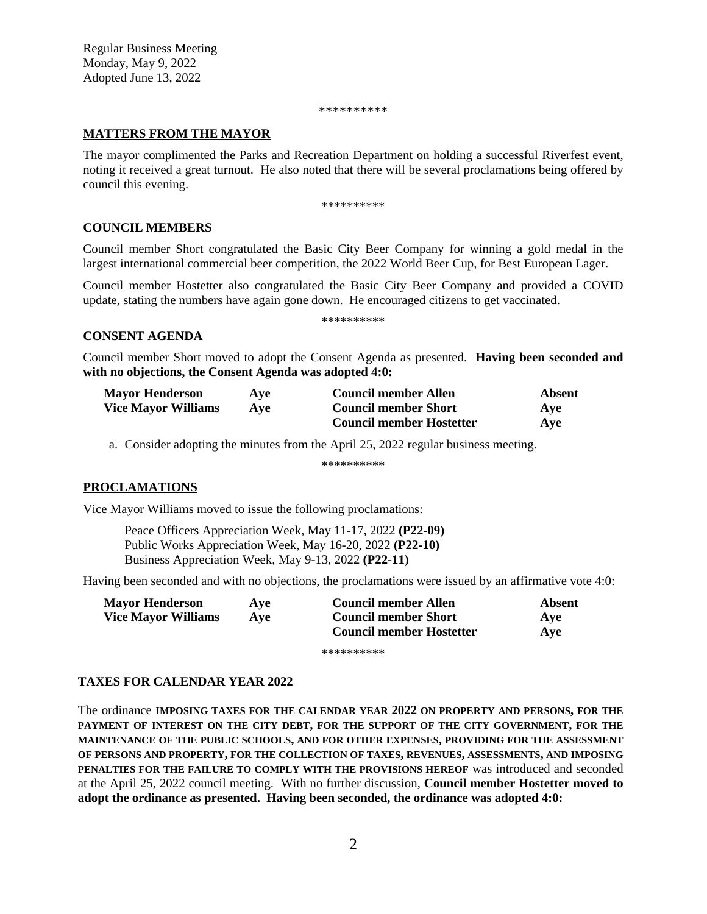Regular Business Meeting
Monday, May 9, 2022
Adopted June 13, 2022

**********

**MATTERS FROM THE MAYOR**

The mayor complimented the Parks and Recreation Department on holding a successful Riverfest event, noting it received a great turnout. He also noted that there will be several proclamations being offered by council this evening.

**********

**COUNCIL MEMBERS**

Council member Short congratulated the Basic City Beer Company for winning a gold medal in the largest international commercial beer competition, the 2022 World Beer Cup, for Best European Lager.

Council member Hostetter also congratulated the Basic City Beer Company and provided a COVID update, stating the numbers have again gone down. He encouraged citizens to get vaccinated.

**********

**CONSENT AGENDA**

Council member Short moved to adopt the Consent Agenda as presented. **Having been seconded and with no objections, the Consent Agenda was adopted 4:0:**

| | | | |
|---|---|---|---|
| **Mayor Henderson** | **Aye** | **Council member Allen** | **Absent** |
| **Vice Mayor Williams** | **Aye** | **Council member Short** | **Aye** |
| | | **Council member Hostetter** | **Aye** |

a. Consider adopting the minutes from the April 25, 2022 regular business meeting.

**********

**PROCLAMATIONS**

Vice Mayor Williams moved to issue the following proclamations:

Peace Officers Appreciation Week, May 11-17, 2022 **(P22-09)**
Public Works Appreciation Week, May 16-20, 2022 **(P22-10)**
Business Appreciation Week, May 9-13, 2022 **(P22-11)**

Having been seconded and with no objections, the proclamations were issued by an affirmative vote 4:0:

| | | | |
|---|---|---|---|
| **Mayor Henderson** | **Aye** | **Council member Allen** | **Absent** |
| **Vice Mayor Williams** | **Aye** | **Council member Short** | **Aye** |
| | | **Council member Hostetter** | **Aye** |

**********

**TAXES FOR CALENDAR YEAR 2022**

The ordinance **IMPOSING TAXES FOR THE CALENDAR YEAR 2022 ON PROPERTY AND PERSONS, FOR THE PAYMENT OF INTEREST ON THE CITY DEBT, FOR THE SUPPORT OF THE CITY GOVERNMENT, FOR THE MAINTENANCE OF THE PUBLIC SCHOOLS, AND FOR OTHER EXPENSES, PROVIDING FOR THE ASSESSMENT OF PERSONS AND PROPERTY, FOR THE COLLECTION OF TAXES, REVENUES, ASSESSMENTS, AND IMPOSING PENALTIES FOR THE FAILURE TO COMPLY WITH THE PROVISIONS HEREOF** was introduced and seconded at the April 25, 2022 council meeting. With no further discussion, **Council member Hostetter moved to adopt the ordinance as presented. Having been seconded, the ordinance was adopted 4:0:**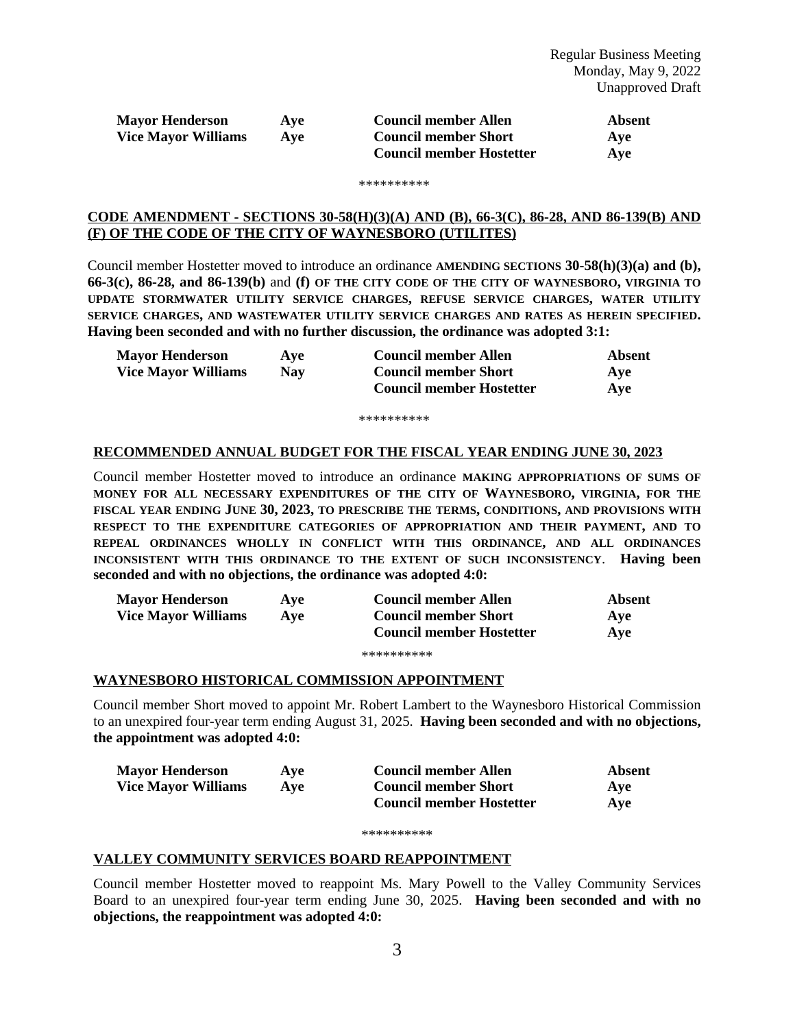| | | | |
|---|---|---|---|
| **Mayor Henderson** | **Aye** | **Council member Allen** | **Absent** |
| **Vice Mayor Williams** | **Aye** | **Council member Short** | **Aye** |
| | | **Council member Hostetter** | **Aye** |

\**********

**CODE AMENDMENT - SECTIONS 30-58(H)(3)(A) AND (B), 66-3(C), 86-28, AND 86-139(B) AND (F) OF THE CODE OF THE CITY OF WAYNESBORO (UTILITES)**

Council member Hostetter moved to introduce an ordinance **AMENDING SECTIONS 30-58(h)(3)(a) and (b), 66-3(c), 86-28, and 86-139(b)** and **(f) OF THE CITY CODE OF THE CITY OF WAYNESBORO, VIRGINIA TO UPDATE STORMWATER UTILITY SERVICE CHARGES, REFUSE SERVICE CHARGES, WATER UTILITY SERVICE CHARGES, AND WASTEWATER UTILITY SERVICE CHARGES AND RATES AS HEREIN SPECIFIED. Having been seconded and with no further discussion, the ordinance was adopted 3:1:**

| | | | |
|---|---|---|---|
| **Mayor Henderson** | **Aye** | **Council member Allen** | **Absent** |
| **Vice Mayor Williams** | **Nay** | **Council member Short** | **Aye** |
| | | **Council member Hostetter** | **Aye** |

\**********

**RECOMMENDED ANNUAL BUDGET FOR THE FISCAL YEAR ENDING JUNE 30, 2023**

Council member Hostetter moved to introduce an ordinance **MAKING APPROPRIATIONS OF SUMS OF MONEY FOR ALL NECESSARY EXPENDITURES OF THE CITY OF WAYNESBORO, VIRGINIA, FOR THE FISCAL YEAR ENDING JUNE 30, 2023, TO PRESCRIBE THE TERMS, CONDITIONS, AND PROVISIONS WITH RESPECT TO THE EXPENDITURE CATEGORIES OF APPROPRIATION AND THEIR PAYMENT, AND TO REPEAL ORDINANCES WHOLLY IN CONFLICT WITH THIS ORDINANCE, AND ALL ORDINANCES INCONSISTENT WITH THIS ORDINANCE TO THE EXTENT OF SUCH INCONSISTENCY**. **Having been seconded and with no objections, the ordinance was adopted 4:0:**

| | | | |
|---|---|---|---|
| **Mayor Henderson** | **Aye** | **Council member Allen** | **Absent** |
| **Vice Mayor Williams** | **Aye** | **Council member Short** | **Aye** |
| | | **Council member Hostetter** | **Aye** |

\**********

**WAYNESBORO HISTORICAL COMMISSION APPOINTMENT**

Council member Short moved to appoint Mr. Robert Lambert to the Waynesboro Historical Commission to an unexpired four-year term ending August 31, 2025. **Having been seconded and with no objections, the appointment was adopted 4:0:**

| | | | |
|---|---|---|---|
| **Mayor Henderson** | **Aye** | **Council member Allen** | **Absent** |
| **Vice Mayor Williams** | **Aye** | **Council member Short** | **Aye** |
| | | **Council member Hostetter** | **Aye** |

\**********

**VALLEY COMMUNITY SERVICES BOARD REAPPOINTMENT**

Council member Hostetter moved to reappoint Ms. Mary Powell to the Valley Community Services Board to an unexpired four-year term ending June 30, 2025. **Having been seconded and with no objections, the reappointment was adopted 4:0:**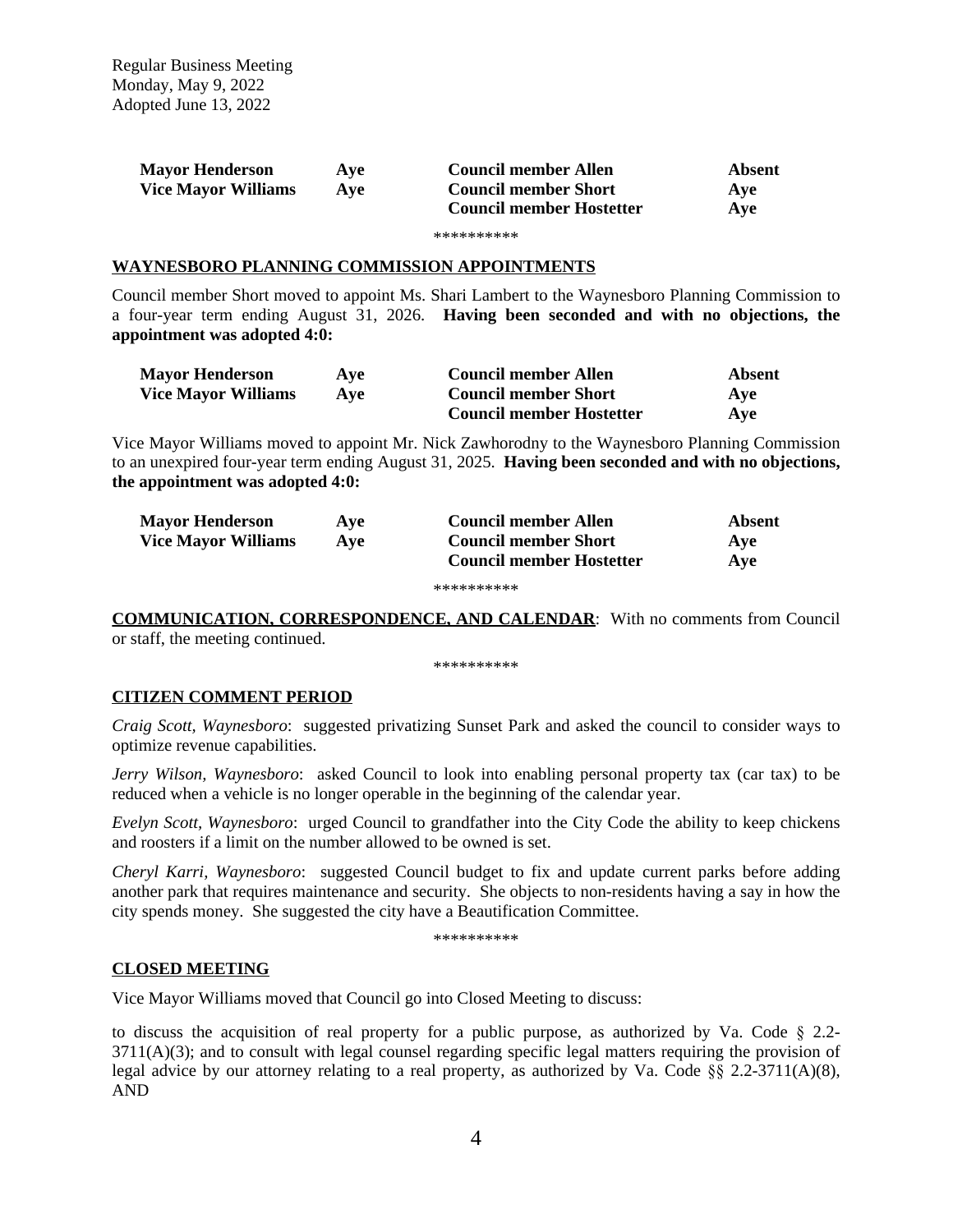| Mayor Henderson | Aye | Council member Allen | Absent |
|---|---|---|---|
| Vice Mayor Williams | Aye | Council member Short | Aye |
| | | Council member Hostetter | Aye |

**********

## WAYNESBORO PLANNING COMMISSION APPOINTMENTS

Council member Short moved to appoint Ms. Shari Lambert to the Waynesboro Planning Commission to a four-year term ending August 31, 2026. **Having been seconded and with no objections, the appointment was adopted 4:0:**

| Mayor Henderson | Aye | Council member Allen | Absent |
|---|---|---|---|
| Vice Mayor Williams | Aye | Council member Short | Aye |
| | | Council member Hostetter | Aye |

Vice Mayor Williams moved to appoint Mr. Nick Zawhorodny to the Waynesboro Planning Commission to an unexpired four-year term ending August 31, 2025. **Having been seconded and with no objections, the appointment was adopted 4:0:**

| Mayor Henderson | Aye | Council member Allen | Absent |
|---|---|---|---|
| Vice Mayor Williams | Aye | Council member Short | Aye |
| | | Council member Hostetter | Aye |

**********

**COMMUNICATION, CORRESPONDENCE, AND CALENDAR**: With no comments from Council or staff, the meeting continued.

**********

## CITIZEN COMMENT PERIOD

*Craig Scott, Waynesboro*: suggested privatizing Sunset Park and asked the council to consider ways to optimize revenue capabilities.

*Jerry Wilson, Waynesboro*: asked Council to look into enabling personal property tax (car tax) to be reduced when a vehicle is no longer operable in the beginning of the calendar year.

*Evelyn Scott, Waynesboro*: urged Council to grandfather into the City Code the ability to keep chickens and roosters if a limit on the number allowed to be owned is set.

*Cheryl Karri, Waynesboro*: suggested Council budget to fix and update current parks before adding another park that requires maintenance and security. She objects to non-residents having a say in how the city spends money. She suggested the city have a Beautification Committee.

**********

## CLOSED MEETING

Vice Mayor Williams moved that Council go into Closed Meeting to discuss:

to discuss the acquisition of real property for a public purpose, as authorized by Va. Code § 2.2-3711(A)(3); and to consult with legal counsel regarding specific legal matters requiring the provision of legal advice by our attorney relating to a real property, as authorized by Va. Code §§ 2.2-3711(A)(8), AND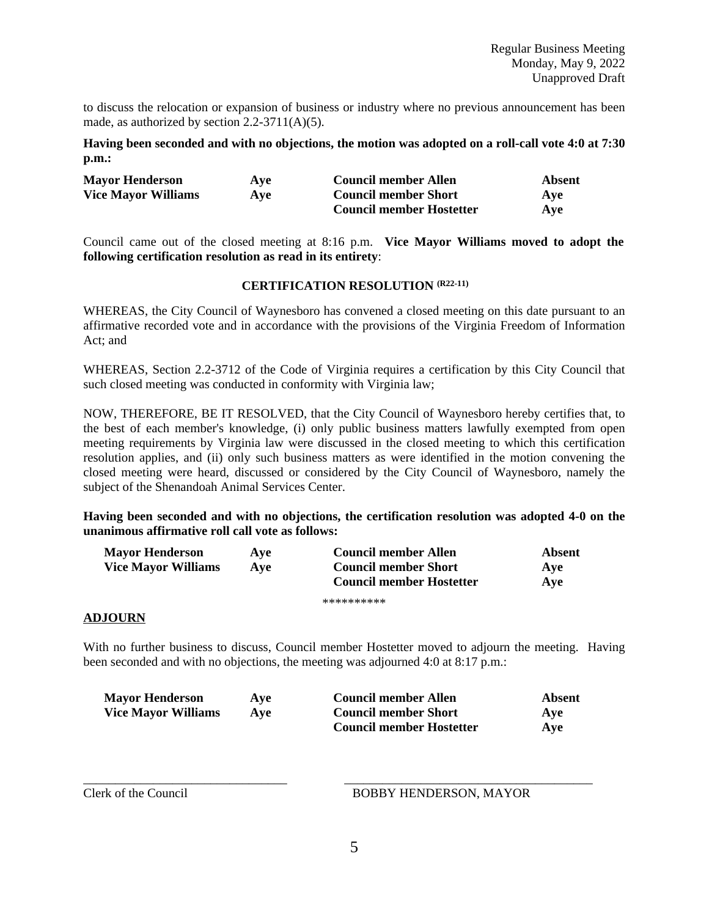to discuss the relocation or expansion of business or industry where no previous announcement has been made, as authorized by section 2.2-3711(A)(5).

**Having been seconded and with no objections, the motion was adopted on a roll-call vote 4:0 at 7:30 p.m.:**

| | | | |
|---|---|---|---|
| **Mayor Henderson** | **Aye** | **Council member Allen** | **Absent** |
| **Vice Mayor Williams** | **Aye** | **Council member Short** | **Aye** |
| | | **Council member Hostetter** | **Aye** |

Council came out of the closed meeting at 8:16 p.m. **Vice Mayor Williams moved to adopt the following certification resolution as read in its entirety**:

**CERTIFICATION RESOLUTION (R22-11)**

WHEREAS, the City Council of Waynesboro has convened a closed meeting on this date pursuant to an affirmative recorded vote and in accordance with the provisions of the Virginia Freedom of Information Act; and

WHEREAS, Section 2.2-3712 of the Code of Virginia requires a certification by this City Council that such closed meeting was conducted in conformity with Virginia law;

NOW, THEREFORE, BE IT RESOLVED, that the City Council of Waynesboro hereby certifies that, to the best of each member's knowledge, (i) only public business matters lawfully exempted from open meeting requirements by Virginia law were discussed in the closed meeting to which this certification resolution applies, and (ii) only such business matters as were identified in the motion convening the closed meeting were heard, discussed or considered by the City Council of Waynesboro, namely the subject of the Shenandoah Animal Services Center.

**Having been seconded and with no objections, the certification resolution was adopted 4-0 on the unanimous affirmative roll call vote as follows:**

| | | | |
|---|---|---|---|
| **Mayor Henderson** | **Aye** | **Council member Allen** | **Absent** |
| **Vice Mayor Williams** | **Aye** | **Council member Short** | **Aye** |
| | | **Council member Hostetter** | **Aye** |

**********

**ADJOURN**

With no further business to discuss, Council member Hostetter moved to adjourn the meeting. Having been seconded and with no objections, the meeting was adjourned 4:0 at 8:17 p.m.:

| | | | |
|---|---|---|---|
| **Mayor Henderson** | **Aye** | **Council member Allen** | **Absent** |
| **Vice Mayor Williams** | **Aye** | **Council member Short** | **Aye** |
| | | **Council member Hostetter** | **Aye** |

_______________________________ Clerk of the Council

_______________________________ BOBBY HENDERSON, MAYOR